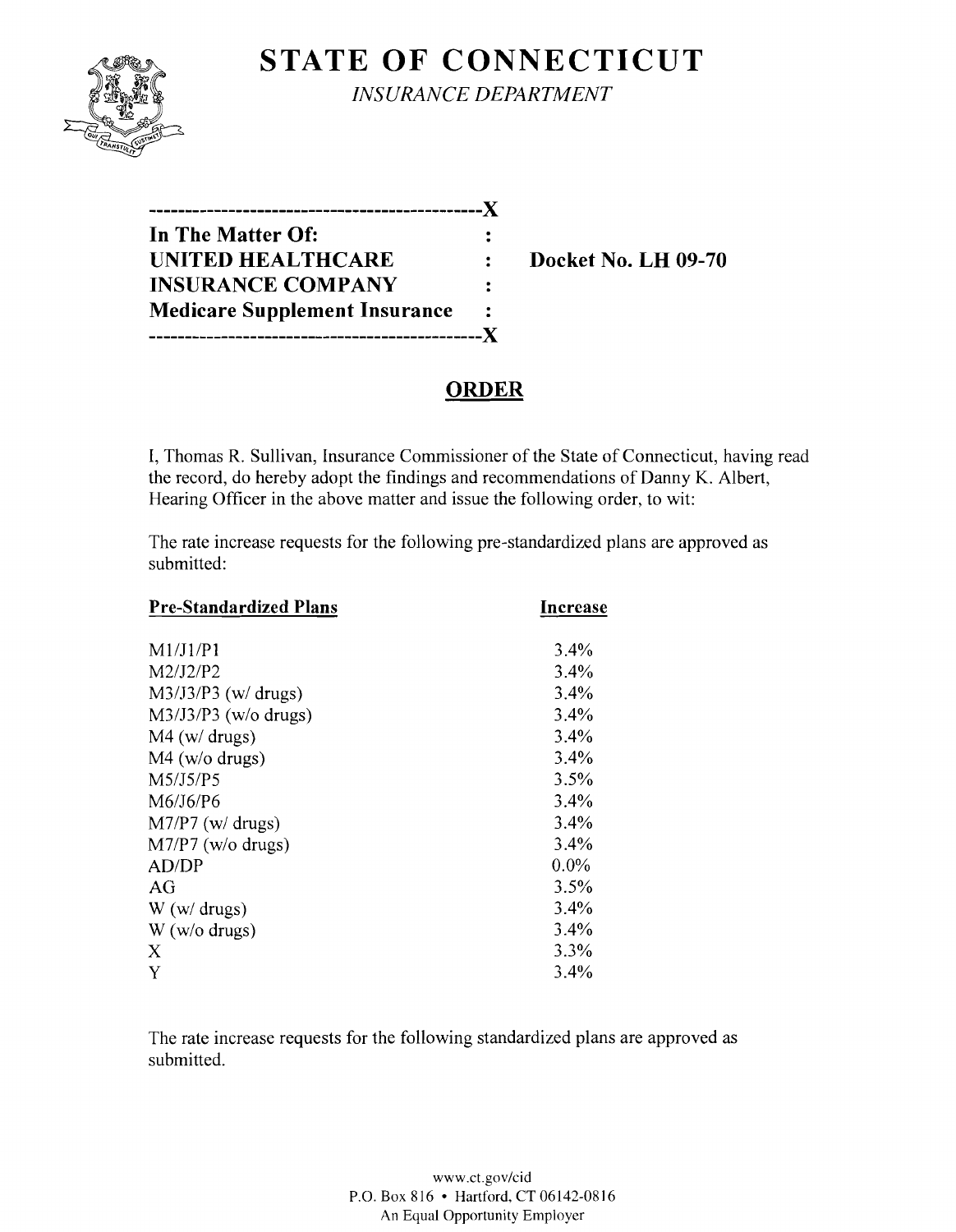# STATE OF CONNECTICUT

*INSURANCE DEPARTMENT*

---

**In The Matter Of:**
**UNITED HEALTHCARE INSURANCE COMPANY**
**Medicare Supplement Insurance**

**Docket No. LH 09-70**

---

## ORDER

I, Thomas R. Sullivan, Insurance Commissioner of the State of Connecticut, having read the record, do hereby adopt the findings and recommendations of Danny K. Albert, Hearing Officer in the above matter and issue the following order, to wit:

The rate increase requests for the following pre-standardized plans are approved as submitted:

| Pre-Standardized Plans | Increase |
|---|---|
| M1/J1/P1 | 3.4% |
| M2/J2/P2 | 3.4% |
| M3/J3/P3 (w/ drugs) | 3.4% |
| M3/J3/P3 (w/o drugs) | 3.4% |
| M4 (w/ drugs) | 3.4% |
| M4 (w/o drugs) | 3.4% |
| M5/J5/P5 | 3.5% |
| M6/J6/P6 | 3.4% |
| M7/P7 (w/ drugs) | 3.4% |
| M7/P7 (w/o drugs) | 3.4% |
| AD/DP | 0.0% |
| AG | 3.5% |
| W (w/ drugs) | 3.4% |
| W (w/o drugs) | 3.4% |
| X | 3.3% |
| Y | 3.4% |

The rate increase requests for the following standardized plans are approved as submitted.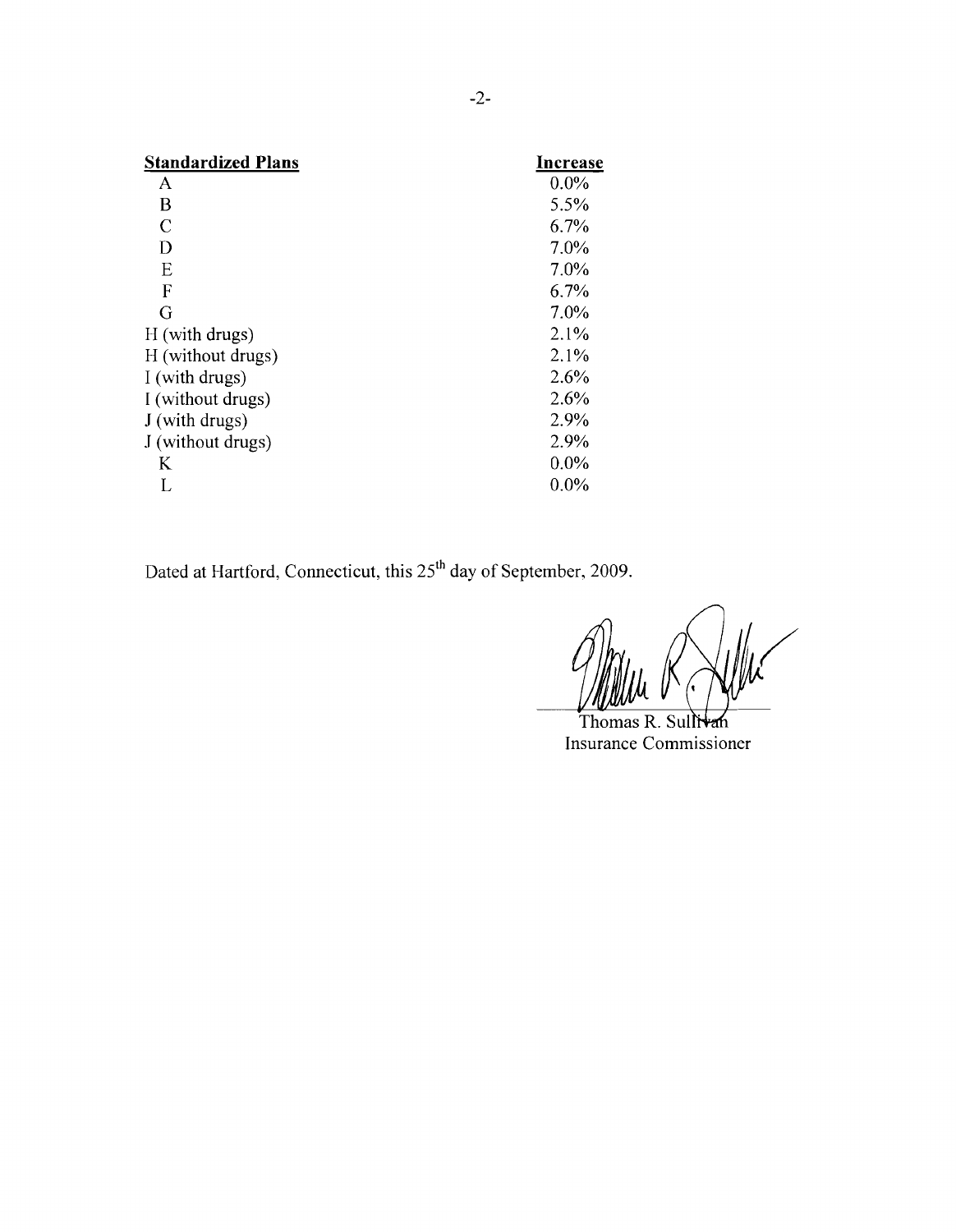| Standardized Plans | Increase |
|---|---|
| A | 0.0% |
| B | 5.5% |
| C | 6.7% |
| D | 7.0% |
| E | 7.0% |
| F | 6.7% |
| G | 7.0% |
| H (with drugs) | 2.1% |
| H (without drugs) | 2.1% |
| I (with drugs) | 2.6% |
| I (without drugs) | 2.6% |
| J (with drugs) | 2.9% |
| J (without drugs) | 2.9% |
| K | 0.0% |
| L | 0.0% |

Dated at Hartford, Connecticut, this 25th day of September, 2009.

Thomas R. Sullivan
Insurance Commissioner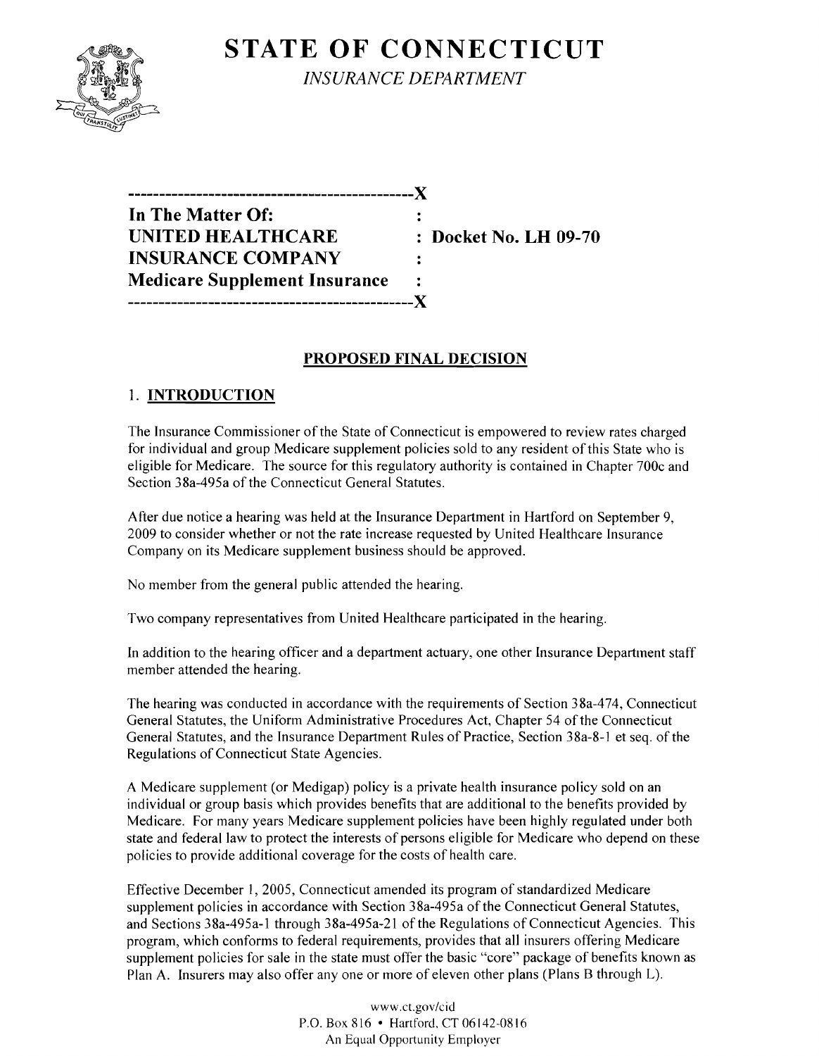# STATE OF CONNECTICUT

*INSURANCE DEPARTMENT*

---

**In The Matter Of:**
**UNITED HEALTHCARE** : **Docket No. LH 09-70**
**INSURANCE COMPANY**
**Medicare Supplement Insurance**

---

## PROPOSED FINAL DECISION

### 1. INTRODUCTION

The Insurance Commissioner of the State of Connecticut is empowered to review rates charged for individual and group Medicare supplement policies sold to any resident of this State who is eligible for Medicare. The source for this regulatory authority is contained in Chapter 700c and Section 38a-495a of the Connecticut General Statutes.

After due notice a hearing was held at the Insurance Department in Hartford on September 9, 2009 to consider whether or not the rate increase requested by United Healthcare Insurance Company on its Medicare supplement business should be approved.

No member from the general public attended the hearing.

Two company representatives from United Healthcare participated in the hearing.

In addition to the hearing officer and a department actuary, one other Insurance Department staff member attended the hearing.

The hearing was conducted in accordance with the requirements of Section 38a-474, Connecticut General Statutes, the Uniform Administrative Procedures Act, Chapter 54 of the Connecticut General Statutes, and the Insurance Department Rules of Practice, Section 38a-8-1 et seq. of the Regulations of Connecticut State Agencies.

A Medicare supplement (or Medigap) policy is a private health insurance policy sold on an individual or group basis which provides benefits that are additional to the benefits provided by Medicare. For many years Medicare supplement policies have been highly regulated under both state and federal law to protect the interests of persons eligible for Medicare who depend on these policies to provide additional coverage for the costs of health care.

Effective December 1, 2005, Connecticut amended its program of standardized Medicare supplement policies in accordance with Section 38a-495a of the Connecticut General Statutes, and Sections 38a-495a-1 through 38a-495a-21 of the Regulations of Connecticut Agencies. This program, which conforms to federal requirements, provides that all insurers offering Medicare supplement policies for sale in the state must offer the basic "core" package of benefits known as Plan A. Insurers may also offer any one or more of eleven other plans (Plans B through L).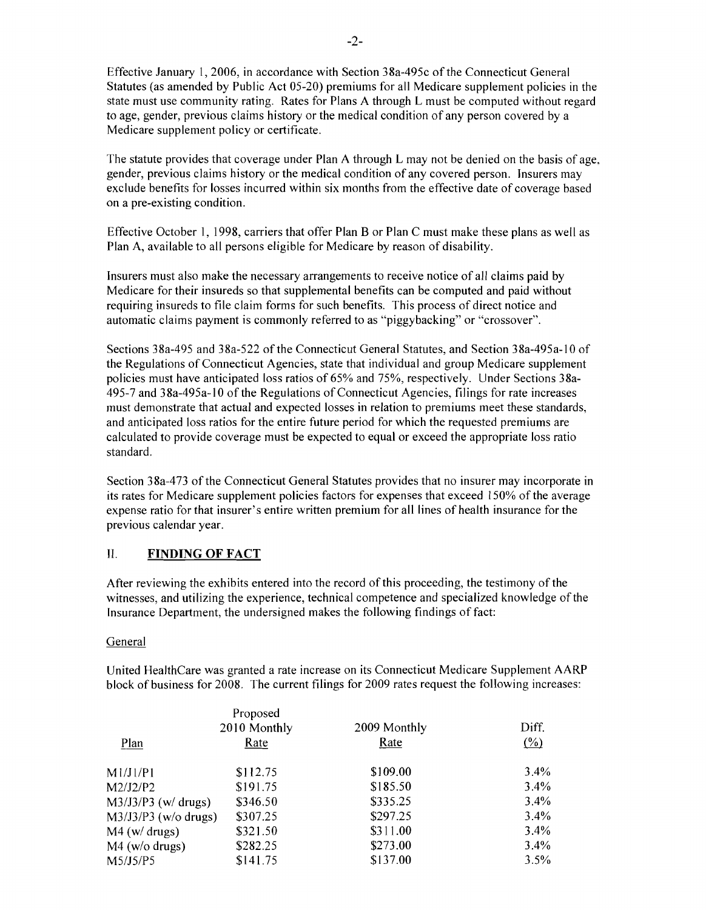Effective January 1, 2006, in accordance with Section 38a-495c of the Connecticut General Statutes (as amended by Public Act 05-20) premiums for all Medicare supplement policies in the state must use community rating. Rates for Plans A through L must be computed without regard to age, gender, previous claims history or the medical condition of any person covered by a Medicare supplement policy or certificate.

The statute provides that coverage under Plan A through L may not be denied on the basis of age, gender, previous claims history or the medical condition of any covered person. Insurers may exclude benefits for losses incurred within six months from the effective date of coverage based on a pre-existing condition.

Effective October 1, 1998, carriers that offer Plan B or Plan C must make these plans as well as Plan A, available to all persons eligible for Medicare by reason of disability.

Insurers must also make the necessary arrangements to receive notice of all claims paid by Medicare for their insureds so that supplemental benefits can be computed and paid without requiring insureds to file claim forms for such benefits. This process of direct notice and automatic claims payment is commonly referred to as "piggybacking" or "crossover".

Sections 38a-495 and 38a-522 of the Connecticut General Statutes, and Section 38a-495a-10 of the Regulations of Connecticut Agencies, state that individual and group Medicare supplement policies must have anticipated loss ratios of 65% and 75%, respectively. Under Sections 38a-495-7 and 38a-495a-10 of the Regulations of Connecticut Agencies, filings for rate increases must demonstrate that actual and expected losses in relation to premiums meet these standards, and anticipated loss ratios for the entire future period for which the requested premiums are calculated to provide coverage must be expected to equal or exceed the appropriate loss ratio standard.

Section 38a-473 of the Connecticut General Statutes provides that no insurer may incorporate in its rates for Medicare supplement policies factors for expenses that exceed 150% of the average expense ratio for that insurer's entire written premium for all lines of health insurance for the previous calendar year.

## II. FINDING OF FACT

After reviewing the exhibits entered into the record of this proceeding, the testimony of the witnesses, and utilizing the experience, technical competence and specialized knowledge of the Insurance Department, the undersigned makes the following findings of fact:

General

United HealthCare was granted a rate increase on its Connecticut Medicare Supplement AARP block of business for 2008. The current filings for 2009 rates request the following increases:

| Plan | Proposed 2010 Monthly Rate | 2009 Monthly Rate | Diff. (%) |
|---|---|---|---|
| M1/J1/P1 | $112.75 | $109.00 | 3.4% |
| M2/J2/P2 | $191.75 | $185.50 | 3.4% |
| M3/J3/P3 (w/ drugs) | $346.50 | $335.25 | 3.4% |
| M3/J3/P3 (w/o drugs) | $307.25 | $297.25 | 3.4% |
| M4 (w/ drugs) | $321.50 | $311.00 | 3.4% |
| M4 (w/o drugs) | $282.25 | $273.00 | 3.4% |
| M5/J5/P5 | $141.75 | $137.00 | 3.5% |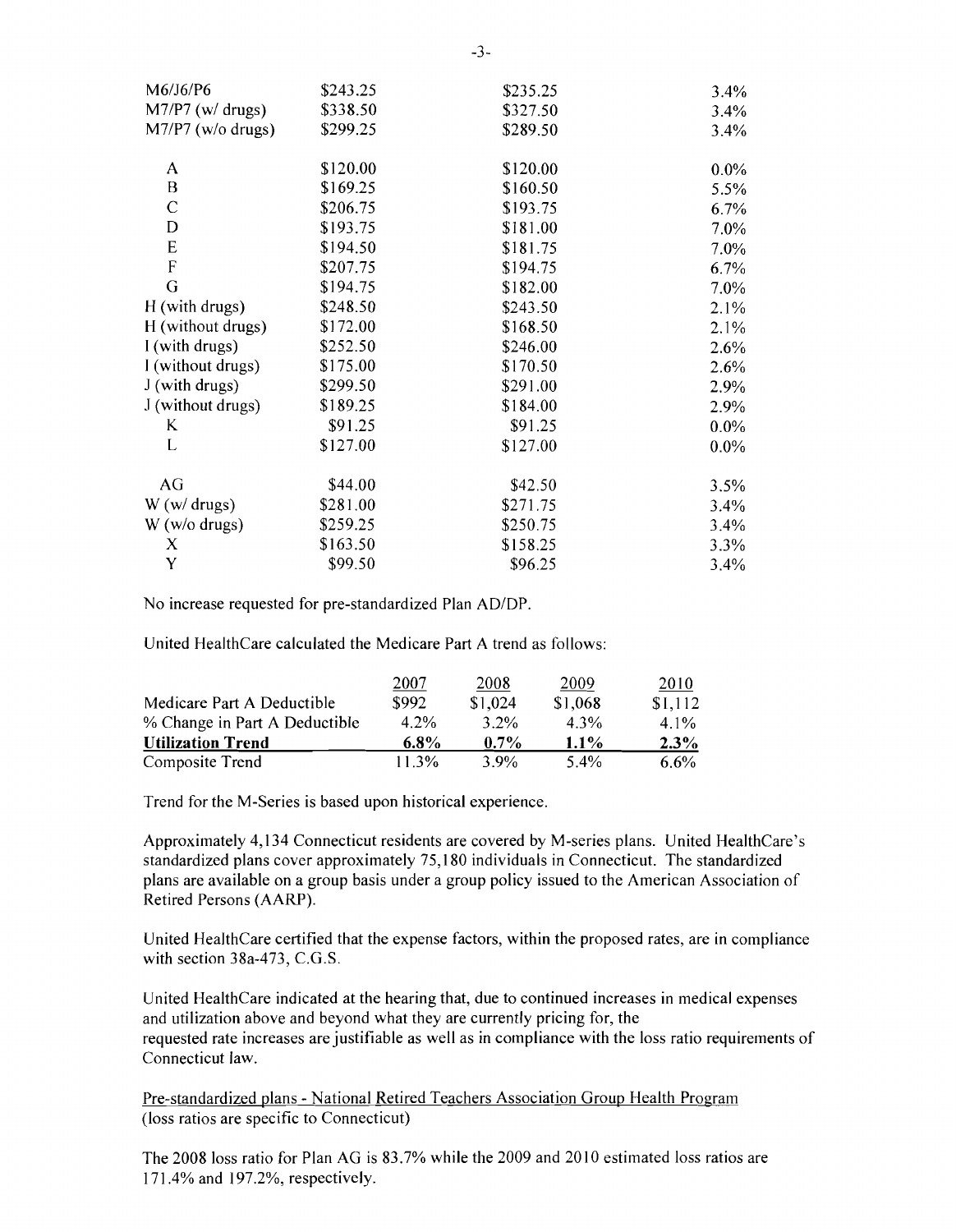| | | | |
|---|---|---|---|
| M6/J6/P6 | $243.25 | $235.25 | 3.4% |
| M7/P7 (w/ drugs) | $338.50 | $327.50 | 3.4% |
| M7/P7 (w/o drugs) | $299.25 | $289.50 | 3.4% |
| | | | |
| A | $120.00 | $120.00 | 0.0% |
| B | $169.25 | $160.50 | 5.5% |
| C | $206.75 | $193.75 | 6.7% |
| D | $193.75 | $181.00 | 7.0% |
| E | $194.50 | $181.75 | 7.0% |
| F | $207.75 | $194.75 | 6.7% |
| G | $194.75 | $182.00 | 7.0% |
| H (with drugs) | $248.50 | $243.50 | 2.1% |
| H (without drugs) | $172.00 | $168.50 | 2.1% |
| I (with drugs) | $252.50 | $246.00 | 2.6% |
| I (without drugs) | $175.00 | $170.50 | 2.6% |
| J (with drugs) | $299.50 | $291.00 | 2.9% |
| J (without drugs) | $189.25 | $184.00 | 2.9% |
| K | $91.25 | $91.25 | 0.0% |
| L | $127.00 | $127.00 | 0.0% |
| | | | |
| AG | $44.00 | $42.50 | 3.5% |
| W (w/ drugs) | $281.00 | $271.75 | 3.4% |
| W (w/o drugs) | $259.25 | $250.75 | 3.4% |
| X | $163.50 | $158.25 | 3.3% |
| Y | $99.50 | $96.25 | 3.4% |

No increase requested for pre-standardized Plan AD/DP.

United HealthCare calculated the Medicare Part A trend as follows:

| | 2007 | 2008 | 2009 | 2010 |
|---|---|---|---|---|
| Medicare Part A Deductible | $992 | $1,024 | $1,068 | $1,112 |
| % Change in Part A Deductible | 4.2% | 3.2% | 4.3% | 4.1% |
| **Utilization Trend** | **6.8%** | **0.7%** | **1.1%** | **2.3%** |
| Composite Trend | 11.3% | 3.9% | 5.4% | 6.6% |

Trend for the M-Series is based upon historical experience.

Approximately 4,134 Connecticut residents are covered by M-series plans. United HealthCare's standardized plans cover approximately 75,180 individuals in Connecticut. The standardized plans are available on a group basis under a group policy issued to the American Association of Retired Persons (AARP).

United HealthCare certified that the expense factors, within the proposed rates, are in compliance with section 38a-473, C.G.S.

United HealthCare indicated at the hearing that, due to continued increases in medical expenses and utilization above and beyond what they are currently pricing for, the requested rate increases are justifiable as well as in compliance with the loss ratio requirements of Connecticut law.

Pre-standardized plans - National Retired Teachers Association Group Health Program (loss ratios are specific to Connecticut)

The 2008 loss ratio for Plan AG is 83.7% while the 2009 and 2010 estimated loss ratios are 171.4% and 197.2%, respectively.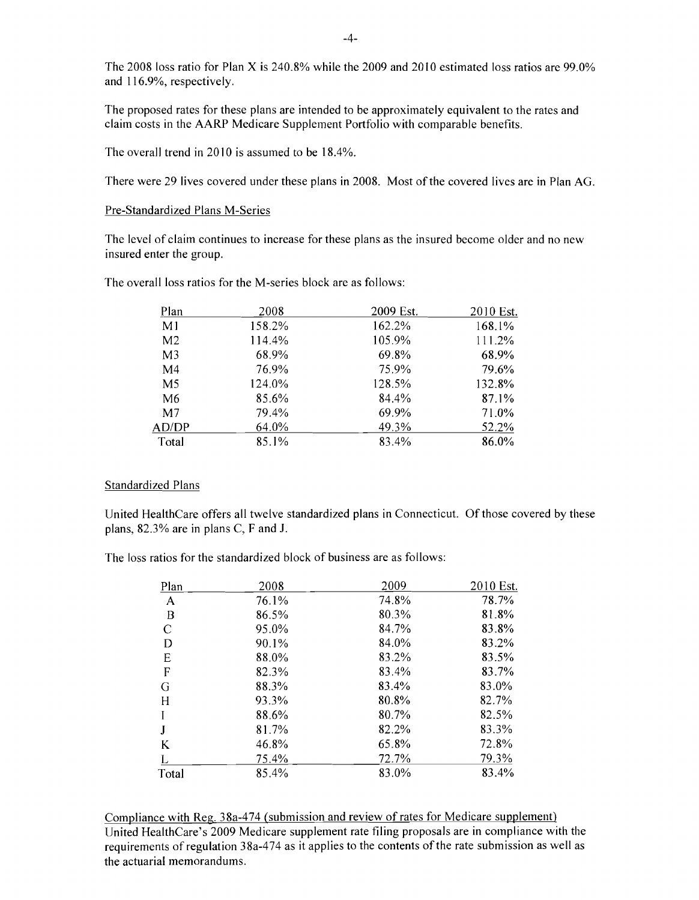The 2008 loss ratio for Plan X is 240.8% while the 2009 and 2010 estimated loss ratios are 99.0% and 116.9%, respectively.

The proposed rates for these plans are intended to be approximately equivalent to the rates and claim costs in the AARP Medicare Supplement Portfolio with comparable benefits.

The overall trend in 2010 is assumed to be 18.4%.

There were 29 lives covered under these plans in 2008. Most of the covered lives are in Plan AG.

Pre-Standardized Plans M-Series

The level of claim continues to increase for these plans as the insured become older and no new insured enter the group.

The overall loss ratios for the M-series block are as follows:

| Plan | 2008 | 2009 Est. | 2010 Est. |
|---|---|---|---|
| M1 | 158.2% | 162.2% | 168.1% |
| M2 | 114.4% | 105.9% | 111.2% |
| M3 | 68.9% | 69.8% | 68.9% |
| M4 | 76.9% | 75.9% | 79.6% |
| M5 | 124.0% | 128.5% | 132.8% |
| M6 | 85.6% | 84.4% | 87.1% |
| M7 | 79.4% | 69.9% | 71.0% |
| AD/DP | 64.0% | 49.3% | 52.2% |
| Total | 85.1% | 83.4% | 86.0% |

Standardized Plans

United HealthCare offers all twelve standardized plans in Connecticut. Of those covered by these plans, 82.3% are in plans C, F and J.

The loss ratios for the standardized block of business are as follows:

| Plan | 2008 | 2009 | 2010 Est. |
|---|---|---|---|
| A | 76.1% | 74.8% | 78.7% |
| B | 86.5% | 80.3% | 81.8% |
| C | 95.0% | 84.7% | 83.8% |
| D | 90.1% | 84.0% | 83.2% |
| E | 88.0% | 83.2% | 83.5% |
| F | 82.3% | 83.4% | 83.7% |
| G | 88.3% | 83.4% | 83.0% |
| H | 93.3% | 80.8% | 82.7% |
| I | 88.6% | 80.7% | 82.5% |
| J | 81.7% | 82.2% | 83.3% |
| K | 46.8% | 65.8% | 72.8% |
| L | 75.4% | 72.7% | 79.3% |
| Total | 85.4% | 83.0% | 83.4% |

Compliance with Reg. 38a-474 (submission and review of rates for Medicare supplement)

United HealthCare's 2009 Medicare supplement rate filing proposals are in compliance with the requirements of regulation 38a-474 as it applies to the contents of the rate submission as well as the actuarial memorandums.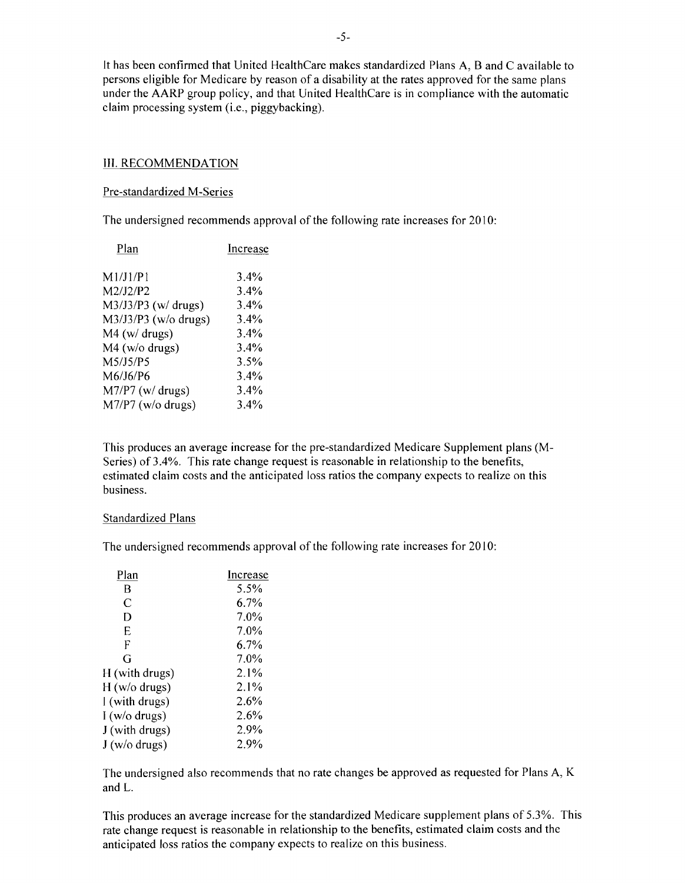It has been confirmed that United HealthCare makes standardized Plans A, B and C available to persons eligible for Medicare by reason of a disability at the rates approved for the same plans under the AARP group policy, and that United HealthCare is in compliance with the automatic claim processing system (i.e., piggybacking).

## III. RECOMMENDATION

### Pre-standardized M-Series

The undersigned recommends approval of the following rate increases for 2010:

| Plan | Increase |
|---|---|
| M1/J1/P1 | 3.4% |
| M2/J2/P2 | 3.4% |
| M3/J3/P3 (w/ drugs) | 3.4% |
| M3/J3/P3 (w/o drugs) | 3.4% |
| M4 (w/ drugs) | 3.4% |
| M4 (w/o drugs) | 3.4% |
| M5/J5/P5 | 3.5% |
| M6/J6/P6 | 3.4% |
| M7/P7 (w/ drugs) | 3.4% |
| M7/P7 (w/o drugs) | 3.4% |

This produces an average increase for the pre-standardized Medicare Supplement plans (M-Series) of 3.4%. This rate change request is reasonable in relationship to the benefits, estimated claim costs and the anticipated loss ratios the company expects to realize on this business.

### Standardized Plans

The undersigned recommends approval of the following rate increases for 2010:

| Plan | Increase |
|---|---|
| B | 5.5% |
| C | 6.7% |
| D | 7.0% |
| E | 7.0% |
| F | 6.7% |
| G | 7.0% |
| H (with drugs) | 2.1% |
| H (w/o drugs) | 2.1% |
| I (with drugs) | 2.6% |
| I (w/o drugs) | 2.6% |
| J (with drugs) | 2.9% |
| J (w/o drugs) | 2.9% |

The undersigned also recommends that no rate changes be approved as requested for Plans A, K and L.

This produces an average increase for the standardized Medicare supplement plans of 5.3%. This rate change request is reasonable in relationship to the benefits, estimated claim costs and the anticipated loss ratios the company expects to realize on this business.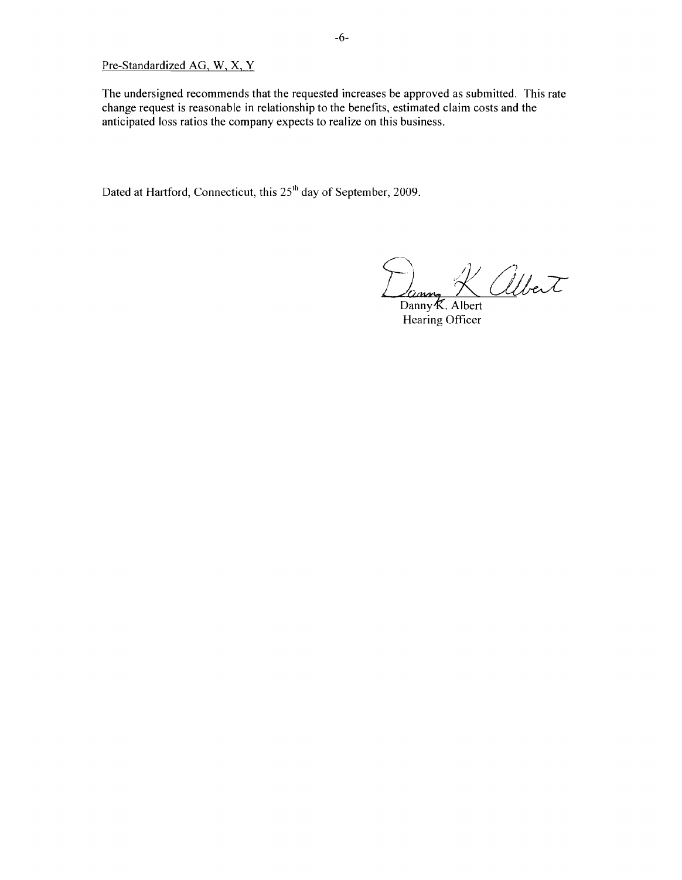Pre-Standardized AG, W, X, Y

The undersigned recommends that the requested increases be approved as submitted. This rate change request is reasonable in relationship to the benefits, estimated claim costs and the anticipated loss ratios the company expects to realize on this business.

Dated at Hartford, Connecticut, this 25th day of September, 2009.

Danny K. Albert
Hearing Officer